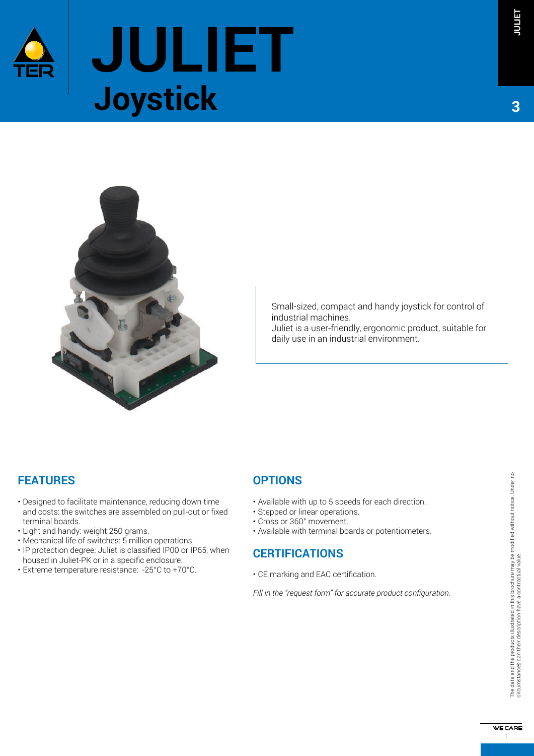# JULIET

## Joystick

Small-sized, compact and handy joystick for control of industrial machines.
Juliet is a user-friendly, ergonomic product, suitable for daily use in an industrial environment.

## FEATURES

- Designed to facilitate maintenance, reducing down time and costs: the switches are assembled on pull-out or fixed terminal boards.
- Light and handy: weight 250 grams.
- Mechanical life of switches: 5 million operations.
- IP protection degree: Juliet is classified IP00 or IP65, when housed in Juliet-PK or in a specific enclosure.
- Extreme temperature resistance: -25°C to +70°C.

## OPTIONS

- Available with up to 5 speeds for each direction.
- Stepped or linear operations.
- Cross or 360° movement.
- Available with terminal boards or potentiometers.

## CERTIFICATIONS

- CE marking and EAC certification.

*Fill in the "request form" for accurate product configuration.*

The data and the products illustrated in this brochure may be modified without notice. Under no circumstances can their description have a contractual value.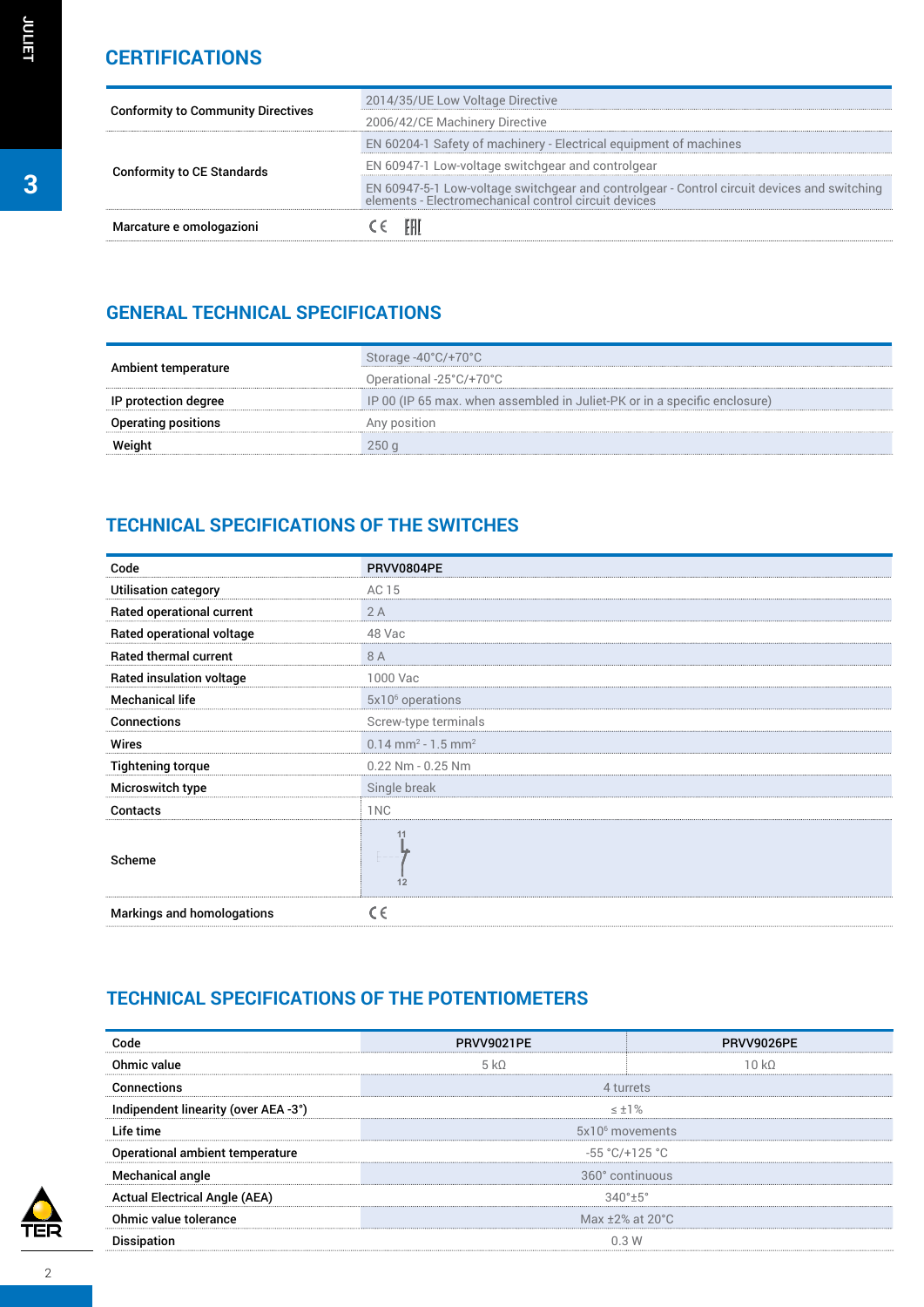## CERTIFICATIONS

| | |
|---|---|
| Conformity to Community Directives | 2014/35/UE Low Voltage Directive |
| | 2006/42/CE Machinery Directive |
| Conformity to CE Standards | EN 60204-1 Safety of machinery - Electrical equipment of machines |
| | EN 60947-1 Low-voltage switchgear and controlgear |
| | EN 60947-5-1 Low-voltage switchgear and controlgear - Control circuit devices and switching elements - Electromechanical control circuit devices |
| Marcature e omologazioni | CE EAC |

## GENERAL TECHNICAL SPECIFICATIONS

| | |
|---|---|
| Ambient temperature | Storage -40°C/+70°C |
| | Operational -25°C/+70°C |
| IP protection degree | IP 00 (IP 65 max. when assembled in Juliet-PK or in a specific enclosure) |
| Operating positions | Any position |
| Weight | 250 g |

## TECHNICAL SPECIFICATIONS OF THE SWITCHES

| Code | PRVV0804PE |
|---|---|
| Utilisation category | AC 15 |
| Rated operational current | 2 A |
| Rated operational voltage | 48 Vac |
| Rated thermal current | 8 A |
| Rated insulation voltage | 1000 Vac |
| Mechanical life | $5x10^6$ operations |
| Connections | Screw-type terminals |
| Wires | $0.14\ mm^2$ - $1.5\ mm^2$ |
| Tightening torque | 0.22 Nm - 0.25 Nm |
| Microswitch type | Single break |
| Contacts | 1NC |
| Scheme | 11 / 12 |
| Markings and homologations | CE |

## TECHNICAL SPECIFICATIONS OF THE POTENTIOMETERS

| Code | PRVV9021PE | PRVV9026PE |
|---|---|---|
| Ohmic value | 5 kΩ | 10 kΩ |
| Connections | 4 turrets | |
| Indipendent linearity (over AEA -3°) | ≤ ±1% | |
| Life time | $5x10^6$ movements | |
| Operational ambient temperature | -55 °C/+125 °C | |
| Mechanical angle | 360° continuous | |
| Actual Electrical Angle (AEA) | 340°±5° | |
| Ohmic value tolerance | Max ±2% at 20°C | |
| Dissipation | 0.3 W | |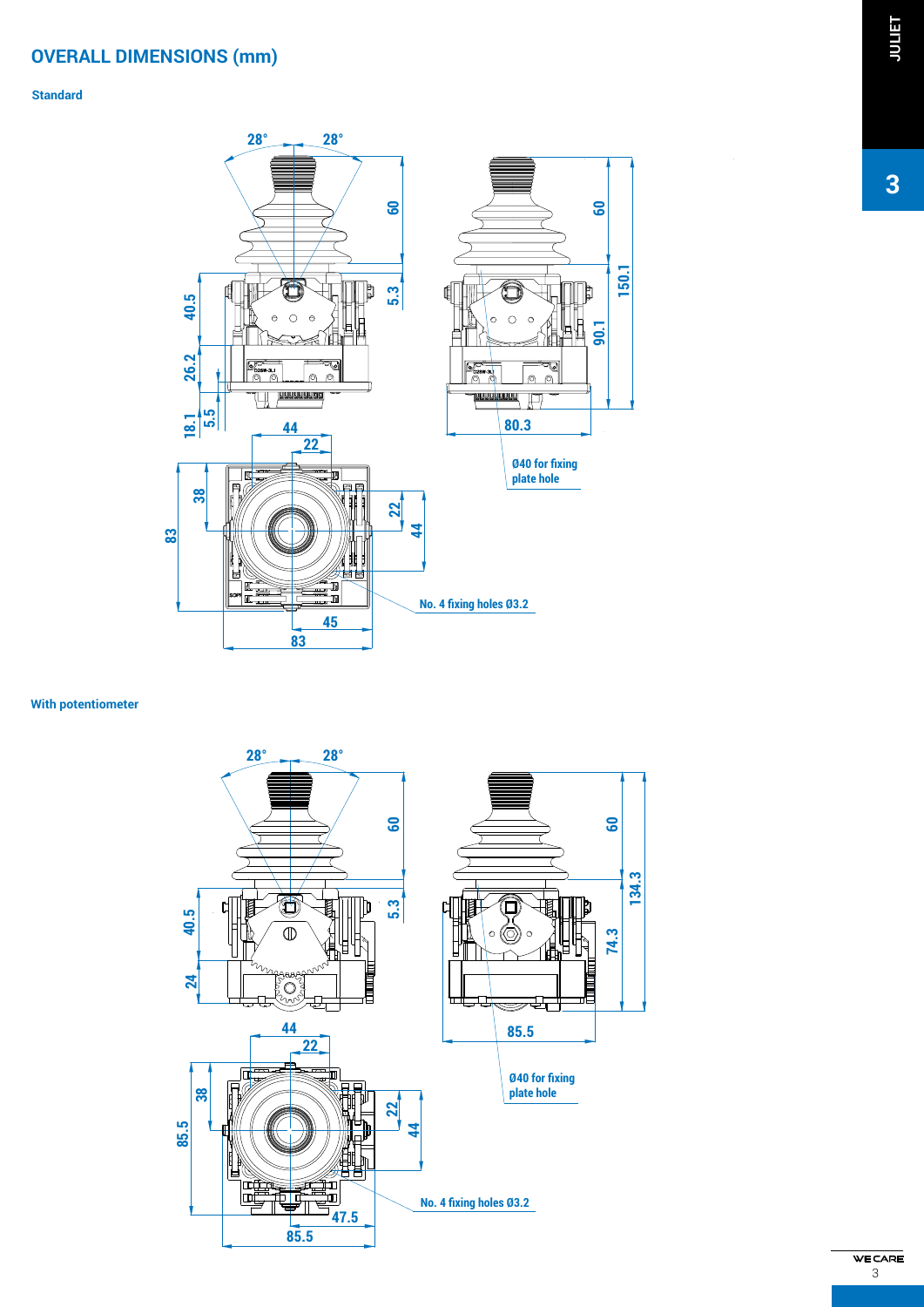## OVERALL DIMENSIONS (mm)

### Standard

28° 28° 60 5.3 40.5 26.2 18.1 5.5 60 150.1 90.1 80.3

Ø40 for fixing plate hole

44 22 38 83 22 44 45 83

No. 4 fixing holes Ø3.2

### With potentiometer

28° 28° 60 5.3 40.5 24 60 134.3 74.3 85.5

Ø40 for fixing plate hole

44 22 38 85.5 22 44 47.5 85.5

No. 4 fixing holes Ø3.2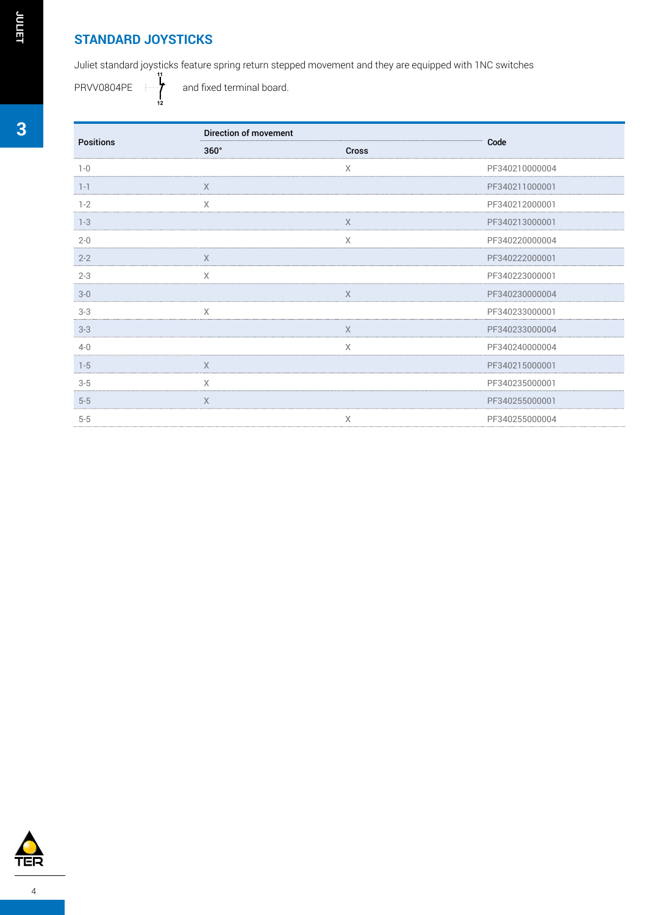## STANDARD JOYSTICKS

Juliet standard joysticks feature spring return stepped movement and they are equipped with 1NC switches PRVV0804PE and fixed terminal board.

| Positions | Direction of movement | | Code |
|---|---|---|---|
| | 360° | Cross | |
| 1-0 | | X | PF340210000004 |
| 1-1 | X | | PF340211000001 |
| 1-2 | X | | PF340212000001 |
| 1-3 | | X | PF340213000001 |
| 2-0 | | X | PF340220000004 |
| 2-2 | X | | PF340222000001 |
| 2-3 | X | | PF340223000001 |
| 3-0 | | X | PF340230000004 |
| 3-3 | X | | PF340233000001 |
| 3-3 | | X | PF340233000004 |
| 4-0 | | X | PF340240000004 |
| 1-5 | X | | PF340215000001 |
| 3-5 | X | | PF340235000001 |
| 5-5 | X | | PF340255000001 |
| 5-5 | | X | PF340255000004 |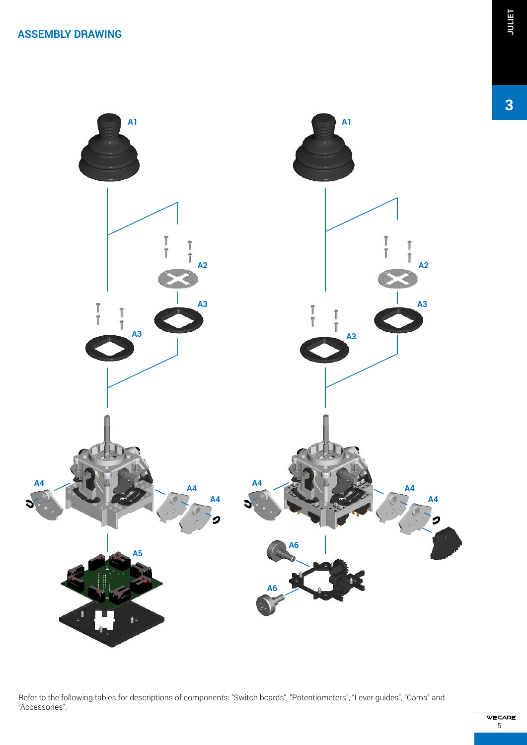## ASSEMBLY DRAWING

A1

A2

A3

A3

A4

A4

A4

A5

A1

A2

A3

A3

A4

A4

A4

A6

A6

Refer to the following tables for descriptions of components: “Switch boards”, “Potentiometers”, “Lever guides”, “Cams” and “Accessories”.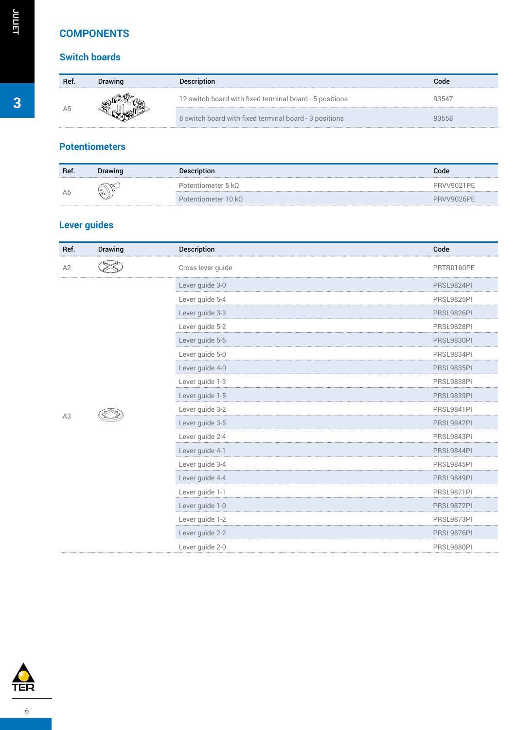# COMPONENTS

## Switch boards

| Ref. | Drawing | Description | Code |
|---|---|---|---|
| A5 | | 12 switch board with fixed terminal board - 5 positions | 93547 |
| | | 8 switch board with fixed terminal board - 3 positions | 93558 |

## Potentiometers

| Ref. | Drawing | Description | Code |
|---|---|---|---|
| A6 | | Potentiometer 5 kΩ | PRVV9021PE |
| | | Potentiometer 10 kΩ | PRVV9026PE |

## Lever guides

| Ref. | Drawing | Description | Code |
|---|---|---|---|
| A2 | | Cross lever guide | PRTR0160PE |
| A3 | | Lever guide 3-0 | PRSL9824PI |
| | | Lever guide 5-4 | PRSL9825PI |
| | | Lever guide 3-3 | PRSL9826PI |
| | | Lever guide 5-2 | PRSL9828PI |
| | | Lever guide 5-5 | PRSL9830PI |
| | | Lever guide 5-0 | PRSL9834PI |
| | | Lever guide 4-0 | PRSL9835PI |
| | | Lever guide 1-3 | PRSL9838PI |
| | | Lever guide 1-5 | PRSL9839PI |
| | | Lever guide 3-2 | PRSL9841PI |
| | | Lever guide 3-5 | PRSL9842PI |
| | | Lever guide 2-4 | PRSL9843PI |
| | | Lever guide 4-1 | PRSL9844PI |
| | | Lever guide 3-4 | PRSL9845PI |
| | | Lever guide 4-4 | PRSL9849PI |
| | | Lever guide 1-1 | PRSL9871PI |
| | | Lever guide 1-0 | PRSL9872PI |
| | | Lever guide 1-2 | PRSL9873PI |
| | | Lever guide 2-2 | PRSL9876PI |
| | | Lever guide 2-0 | PRSL9880PI |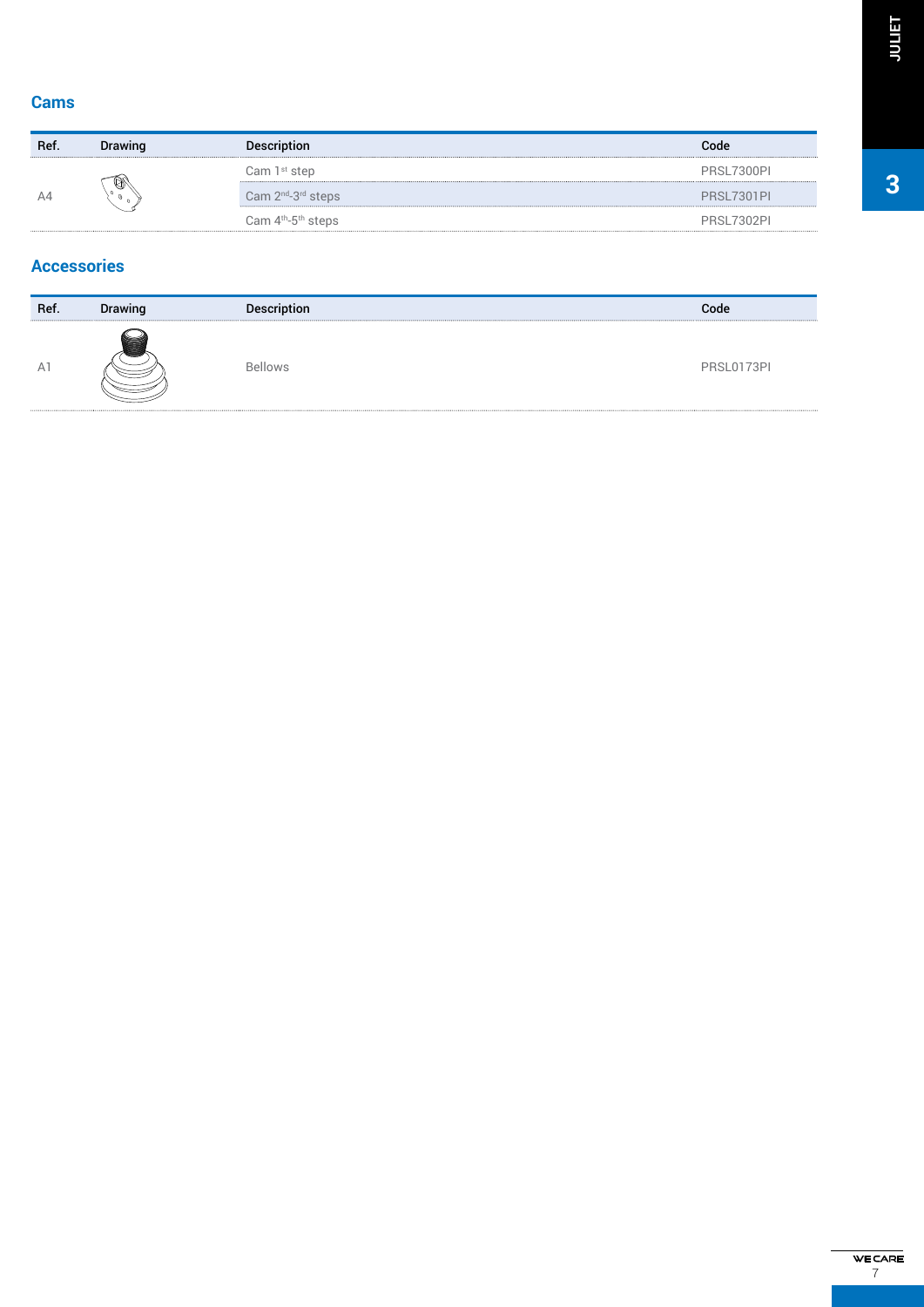## Cams

| Ref. | Drawing | Description | Code |
|---|---|---|---|
| A4 | | Cam 1st step | PRSL7300PI |
| | | Cam 2nd-3rd steps | PRSL7301PI |
| | | Cam 4th-5th steps | PRSL7302PI |

## Accessories

| Ref. | Drawing | Description | Code |
|---|---|---|---|
| A1 | | Bellows | PRSL0173PI |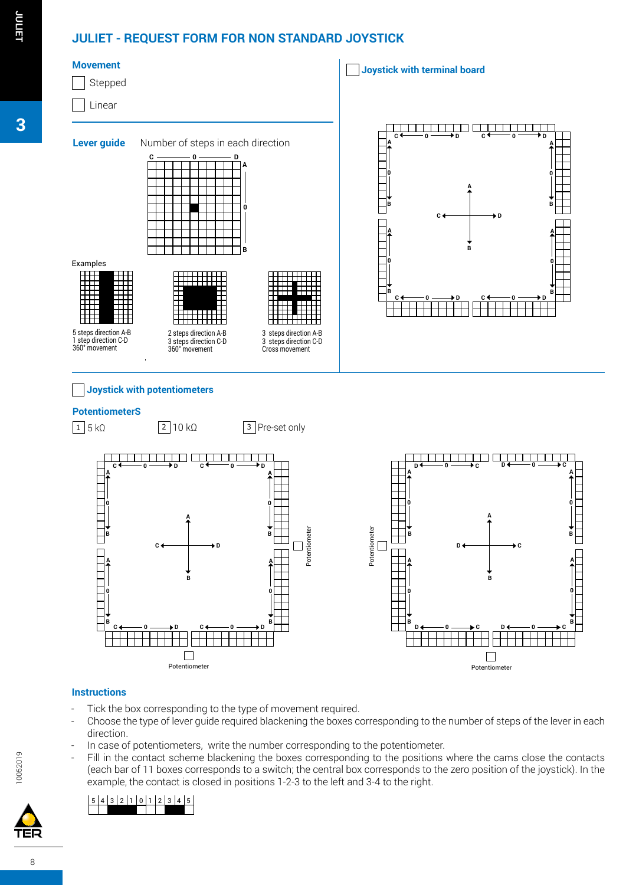## JULIET - REQUEST FORM FOR NON STANDARD JOYSTICK

### Movement

- ☐ Stepped
- ☐ Linear

### Lever guide

Number of steps in each direction

C — 0 — D

A

0

B

Examples

5 steps direction A-B
1 step direction C-D
360° movement

2 steps direction A-B
3 steps direction C-D
360° movement

3 steps direction A-B
3 steps direction C-D
Cross movement

### ☐ Joystick with terminal board

C ← 0 → D    C ← 0 → D

A ↑ 0 ↓ B

A

C ← → D

B

C ← 0 → D    C ← 0 → D

### ☐ Joystick with potentiometers

### PotentiometerS

| | | |
|---|---|---|
| 1 5 kΩ | 2 10 kΩ | 3 Pre-set only |

C ← 0 → D    C ← 0 → D

A

C ← → D

B

Potentiometer

Potentiometer

D ← 0 → C    D ← 0 → C

A

D ← → C

B

Potentiometer

Potentiometer

### Instructions

- Tick the box corresponding to the type of movement required.
- Choose the type of lever guide required blackening the boxes corresponding to the number of steps of the lever in each direction.
- In case of potentiometers, write the number corresponding to the potentiometer.
- Fill in the contact scheme blackening the boxes corresponding to the positions where the cams close the contacts (each bar of 11 boxes corresponds to a switch; the central box corresponds to the zero position of the joystick). In the example, the contact is closed in positions 1-2-3 to the left and 3-4 to the right.

| 5 | 4 | 3 | 2 | 1 | 0 | 1 | 2 | 3 | 4 | 5 |
|---|---|---|---|---|---|---|---|---|---|---|
| | | ■ | ■ | ■ | | | | ■ | ■ | |

10052019